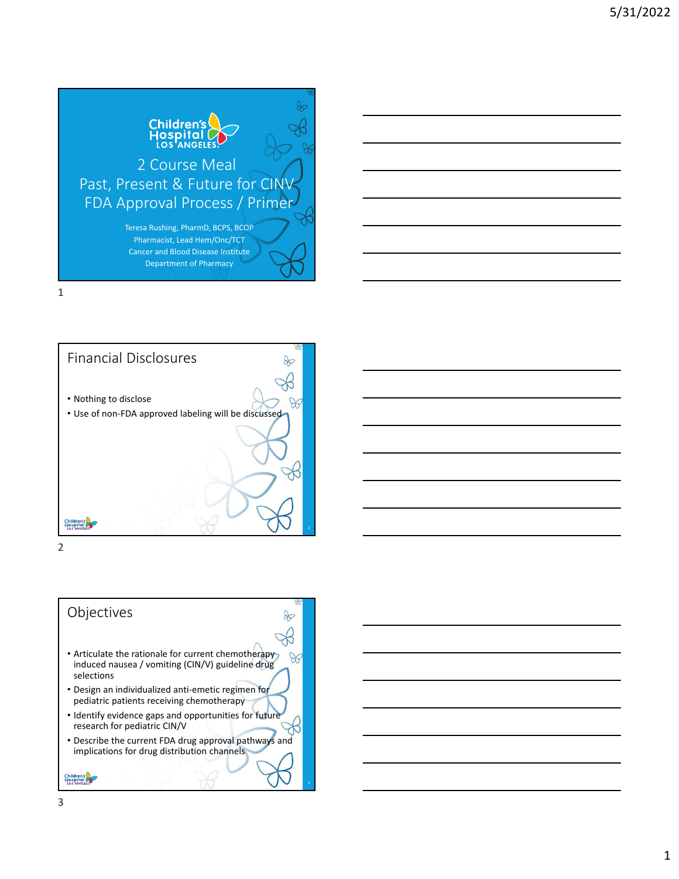# 2 Course Meal
# Past, Present & Future for CINV
# FDA Approval Process / Primer

Children's Hospital Los Angeles

Teresa Rushing, PharmD, BCPS, BCOP
Pharmacist, Lead Hem/Onc/TCT
Cancer and Blood Disease Institute
Department of Pharmacy

## Financial Disclosures

- Nothing to disclose
- Use of non-FDA approved labeling will be discussed

## Objectives

- Articulate the rationale for current chemotherapy induced nausea / vomiting (CIN/V) guideline drug selections
- Design an individualized anti-emetic regimen for pediatric patients receiving chemotherapy
- Identify evidence gaps and opportunities for future research for pediatric CIN/V
- Describe the current FDA drug approval pathways and implications for drug distribution channels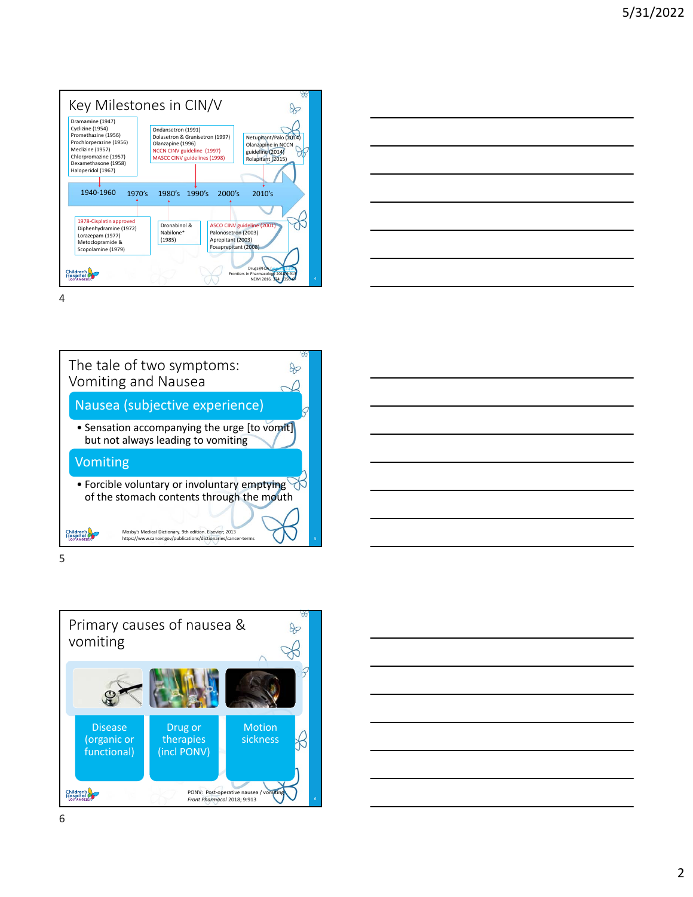## Key Milestones in CIN/V

**1940-1960**

- Dramamine (1947)
- Cyclizine (1954)
- Promethazine (1956)
- Prochlorperazine (1956)
- Meclizine (1957)
- Chlorpromazine (1957)
- Dexamethasone (1958)
- Haloperidol (1967)

**1970's**

- 1978-Cisplatin approved
- Diphenhydramine (1972)
- Lorazepam (1977)
- Metoclopramide & Scopolamine (1979)

**1980's**

- Dronabinol & Nabilone* (1985)

**1990's**

- Ondansetron (1991)
- Dolasetron & Granisetron (1997)
- Olanzapine (1996)
- NCCN CINV guideline (1997)
- MASCC CINV guidelines (1998)

**2000's**

- ASCO CINV guideline (2001)
- Palonosetron (2003)
- Aprepitant (2003)
- Fosaprepitant (2008)

**2010's**

- Netupitant/Palo (2014)
- Olanzapine in NCCN guideline (2014)
- Rolapitant (2015)

Drugs@FDA; Frontiers in Pharmacology 2018; 9:913; NEJM 2016; 374: 1356-67

## The tale of two symptoms: Vomiting and Nausea

### Nausea (subjective experience)

- Sensation accompanying the urge [to vomit] but not always leading to vomiting

### Vomiting

- Forcible voluntary or involuntary emptying of the stomach contents through the mouth

Mosby's Medical Dictionary. 9th edition. Elsevier; 2013
https://www.cancer.gov/publications/dictionaries/cancer-terms

## Primary causes of nausea & vomiting

- Disease (organic or functional)
- Drug or therapies (incl PONV)
- Motion sickness

PONV: Post-operative nausea / vomiting
*Front Pharmacol* 2018; 9:913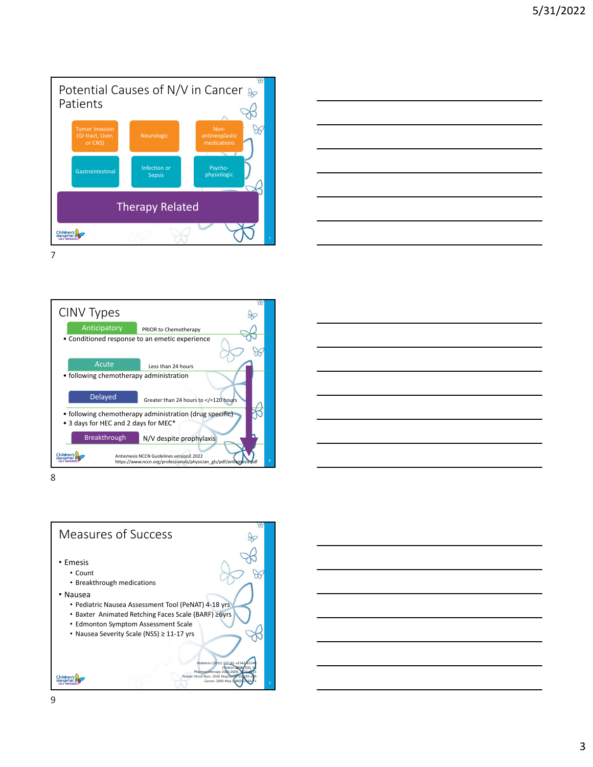## Potential Causes of N/V in Cancer Patients

- Tumor Invasion (GI tract, Liver, or CNS)
- Neurologic
- Non-antineoplastic medications
- Gastrointestinal
- Infection or Sepsis
- Psycho-physiologic
- Therapy Related

## CINV Types

**Anticipatory** PRIOR to Chemotherapy

- Conditioned response to an emetic experience

**Acute** Less than 24 hours

- following chemotherapy administration

**Delayed** Greater than 24 hours to </=120 hours

- following chemotherapy administration (drug specific)
- 3 days for HEC and 2 days for MEC*

**Breakthrough** N/V despite prophylaxis

Antiemesis NCCN Guidelines version2.2022
https://www.nccn.org/professionals/physician_gls/pdf/antiemesis.pdf

## Measures of Success

- Emesis
  - Count
  - Breakthrough medications
- Nausea
  - Pediatric Nausea Assessment Tool (PeNAT) 4-18 yrs
  - Baxter Animated Retching Faces Scale (BARF) ≥6yrs
  - Edmonton Symptom Assessment Scale
  - Nausea Severity Scale (NSS) ≥ 11-17 yrs

*Pediatrics* (2011) 127 (6): e1542-e1549
*Children* 2018; 5(6): 68
*Pharmacotherapy* 2006;26(9):1221-1231
Pediatr Oncol Nurs. 2020 May/Jun;37(3):195-203
Cancer. 2000 May 1;88(9):2164-71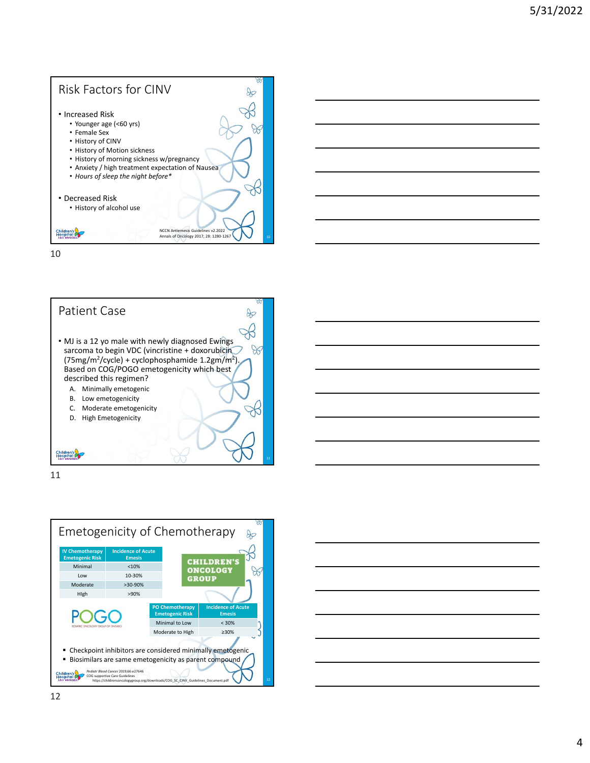## Risk Factors for CINV

- Increased Risk
  - Younger age (<60 yrs)
  - Female Sex
  - History of CINV
  - History of Motion sickness
  - History of morning sickness w/pregnancy
  - Anxiety / high treatment expectation of Nausea
  - *Hours of sleep the night before**
- Decreased Risk
  - History of alcohol use

NCCN Antiemesis Guidelines v2.2022
Annals of Oncology 2017; 28: 1280-1267

## Patient Case

- MJ is a 12 yo male with newly diagnosed Ewings sarcoma to begin VDC (vincristine + doxorubicin (75mg/m$^2$/cycle) + cyclophosphamide 1.2gm/m$^2$). Based on COG/POGO emetogenicity which best described this regimen?
  - A. Minimally emetogenic
  - B. Low emetogenicity
  - C. Moderate emetogenicity
  - D. High Emetogenicity

## Emetogenicity of Chemotherapy

| IV Chemotherapy Emetogenic Risk | Incidence of Acute Emesis |
|---|---|
| Minimal | <10% |
| Low | 10-30% |
| Moderate | >30-90% |
| High | >90% |

CHILDREN'S ONCOLOGY GROUP

POGO
PEDIATRIC ONCOLOGY GROUP OF ONTARIO

| PO Chemotherapy Emetogenic Risk | Incidence of Acute Emesis |
|---|---|
| Minimal to Low | < 30% |
| Moderate to High | ≥30% |

- Checkpoint inhibitors are considered minimally emetogenic
- Biosimilars are same emetogenicity as parent compound

*Pediatr Blood Cancer* 2019;66:e27646
COG supportive Care Guidelines
https://childrensoncologygroup.org/downloads/COG_SC_CINV_Guidelines_Document.pdf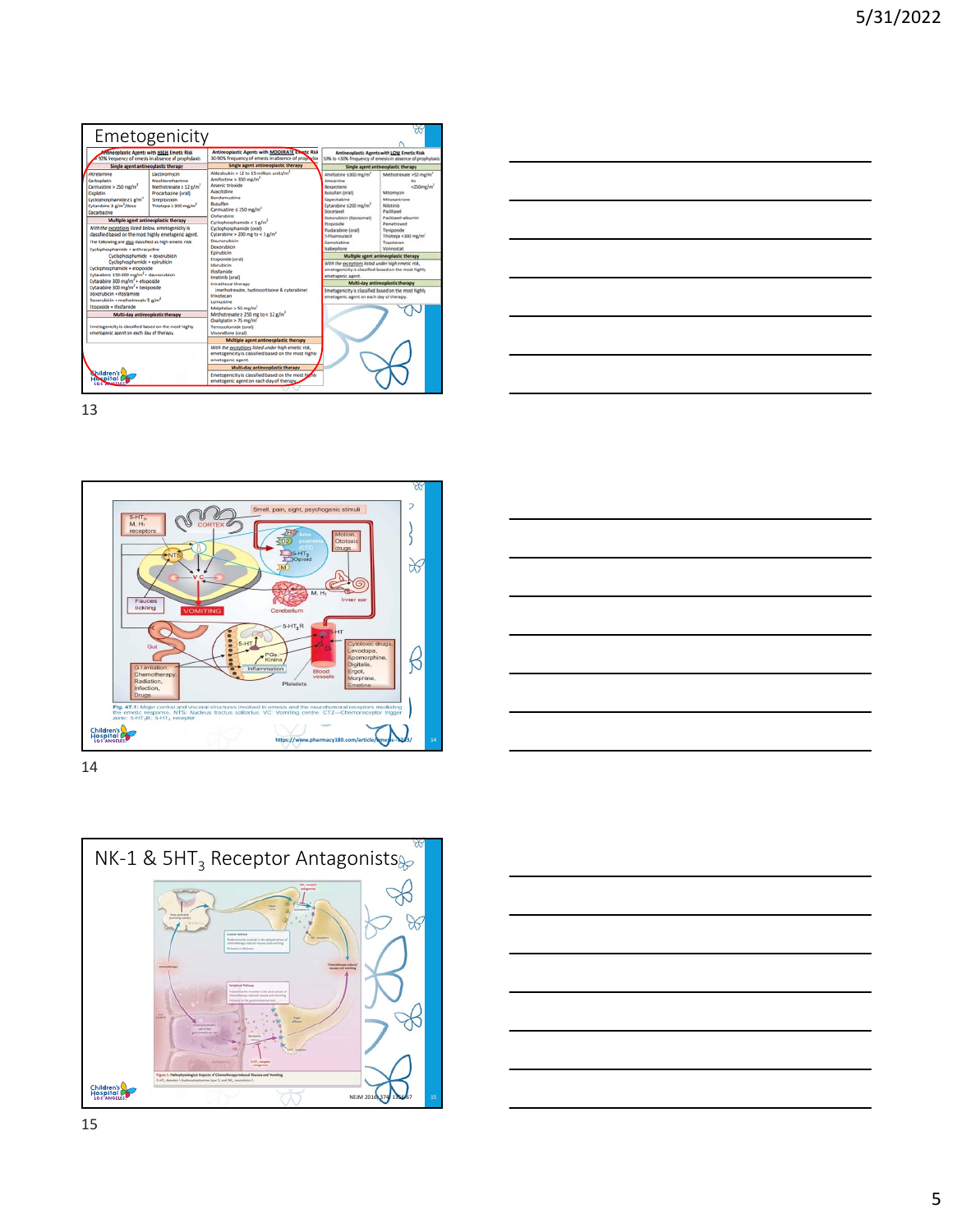## Emetogenicity

| Antineoplastic Agents with HIGH Emetic Risk >90% frequency of emesis in absence of prophylaxis | | Antineoplastic Agents with MODERATE Emetic Risk 30-90% frequency of emesis in absence of prophylaxis | Antineoplastic Agents with LOW Emetic Risk 10% to <30% frequency of emesis in absence of prophylaxis | |
|---|---|---|---|---|
| **Single agent antineoplastic therapy** | | **Single agent antineoplastic therapy** | **Single agent antineoplastic therapy** | |
| Altretamine | Dactinomycin | Aldesleukin > 12 to 15 million units/m² | Amifostine ≤300 mg/m² | Methotrexate >50 mg/m² to <250mg/m² |
| Carboplatin | Mechlorethamine | Amifostine > 300 mg/m² | Amsacrine | |
| Carmustine > 250 mg/m² | Methotrexate ≥ 12 g/m² | Arsenic trioxide | Bexarotene | Mitomycin |
| Cisplatin | Procarbazine (oral) | Azacitidine | Busulfan (oral) | Mitoxantrone |
| Cyclophosphamide ≥1 g/m² | Streptozocin | Bendamustine | Capecitabine | Nilotinib |
| Cytarabine 3 g/m²/dose | Thiotepa ≥ 300 mg/m² | Busulfan | Cytarabine ≤200 mg/m² | Paclitaxel |
| Dacarbazine | | Carmustine ≤ 150 mg/m² | Docetaxel | Paclitaxel-albumin |
| | | Clofarabine | Doxorubicin (liposomal) | Pemetrexed |
| | | Cyclophosphamide < 1 g/m² | Etoposide | Teniposide |
| | | Cyclophosphamide (oral) | Fludarabine (oral) | Thiotepa <300 mg/m² |
| | | Cytarabine > 200 mg to < 3 g/m² | 5-Fluorouracil | Topotecan |
| | | Daunorubicin | Gemcitabine | Vorinostat |
| | | Doxorubicin | Ixabepilone | |
| | | Epirubicin | | |
| | | Etoposide (oral) | | |
| | | Idarubicin | | |
| | | Ifosfamide | | |
| | | Imatinib (oral) | | |
| | | Intrathecal therapy (methotrexate, hydrocortisone & cytarabine) | | |
| | | Irinotecan | | |
| | | Lomustine | | |
| | | Melphalan > 50 mg/m² | | |
| | | Methotrexate ≥ 250 mg to < 12 g/m² | | |
| | | Oxaliplatin > 75 mg/m² | | |
| | | Temozolomide (oral) | | |
| | | Vinorelbine (oral) | | |
| **Multiple agent antineoplastic therapy** | | **Multiple agent antineoplastic therapy** | **Multiple agent antineoplastic therapy** | |
| With the exceptions listed below, emetogenicity is classified based on the most highly emetogenic agent. The following are also classified as high emetic risk: Cyclophosphamide + anthracycline; Cyclophosphamide + doxorubicin; Cyclophosphamide + epirubicin; Cyclophosphamide + etoposide; Cytarabine 150-200 mg/m² + daunorubicin; Cytarabine 300 mg/m² + etoposide; Cytarabine 300 mg/m² + teniposide; Doxorubicin + ifosfamide; Doxorubicin + methotrexate 5 g/m²; Etoposide + ifosfamide | | With the exceptions listed under high emetic risk, emetogenicity is classified based on the most highly emetogenic agent. | With the exceptions listed under high emetic risk, emetogenicity is classified based on the most highly emetogenic agent. | |
| **Multi-day antineoplastic therapy** | | **Multi-day antineoplastic therapy** | **Multi-day antineoplastic therapy** | |
| Emetogenicity is classified based on the most highly emetogenic agent on each day of therapy. | | Emetogenicity is classified based on the most highly emetogenic agent on each day of therapy. | Emetogenicity is classified based on the most highly emetogenic agent on each day of therapy. | |

Fig. 47.1: Major central and visceral structures involved in emesis and the neurohumoral receptors mediating the emetic response. NTS: Nucleus tractus solitarius; VC: Vomiting centre; CTZ—Chemoreceptor trigger zone; 5-HT₃R: 5-HT₃ receptor

https://www.pharmacy180.com/article/emesis-...3/

## NK-1 & 5HT$_3$ Receptor Antagonists

Figure 1. Pathophysiological Aspects of Chemotherapy-Induced Nausea and Vomiting.

NEJM 2016;374:1356-67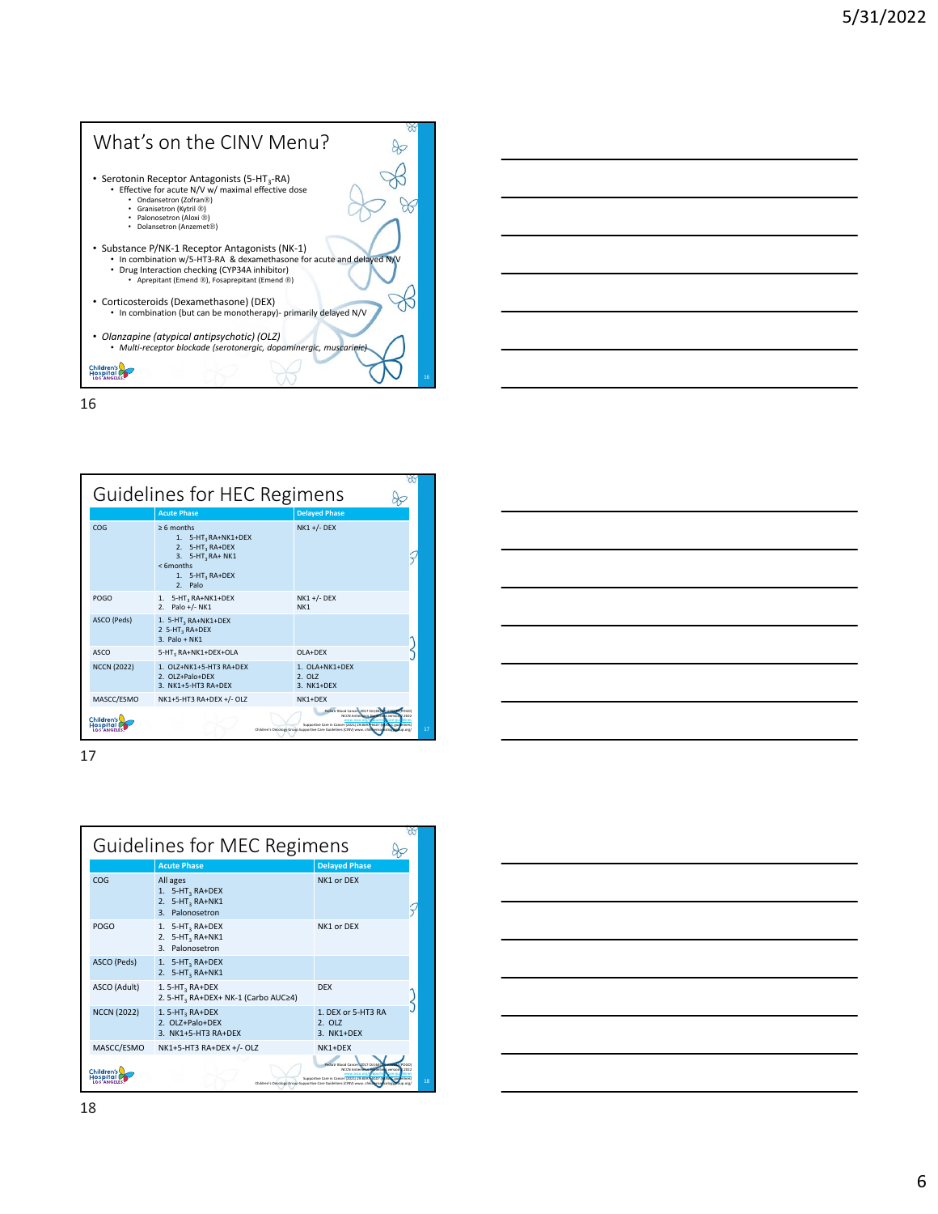## What's on the CINV Menu?

- Serotonin Receptor Antagonists (5-$HT_3$-RA)
  - Effective for acute N/V w/ maximal effective dose
    - Ondansetron (Zofran®)
    - Granisetron (Kytril ®)
    - Palonosetron (Aloxi ®)
    - Dolansetron (Anzemet®)
- Substance P/NK-1 Receptor Antagonists (NK-1)
  - In combination w/5-HT3-RA & dexamethasone for acute and delayed N/V
  - Drug Interaction checking (CYP34A inhibitor)
    - Aprepitant (Emend ®), Fosaprepitant (Emend ®)
- Corticosteroids (Dexamethasone) (DEX)
  - In combination (but can be monotherapy)- primarily delayed N/V
- *Olanzapine (atypical antipsychotic) (OLZ)*
  - *Multi-receptor blockade (serotonergic, dopaminergic, muscarinic)*

## Guidelines for HEC Regimens

| | Acute Phase | Delayed Phase |
|---|---|---|
| COG | ≥ 6 months<br>1. 5-$HT_3$ RA+NK1+DEX<br>2. 5-$HT_3$ RA+DEX<br>3. 5-$HT_3$ RA+ NK1<br>< 6months<br>1. 5-$HT_3$ RA+DEX<br>2. Palo | NK1 +/- DEX |
| POGO | 1. 5-$HT_3$ RA+NK1+DEX<br>2. Palo +/- NK1 | NK1 +/- DEX<br>NK1 |
| ASCO (Peds) | 1. 5-$HT_3$ RA+NK1+DEX<br>2 5-$HT_3$ RA+DEX<br>3. Palo + NK1 | |
| ASCO | 5-$HT_3$ RA+NK1+DEX+OLA | OLA+DEX |
| NCCN (2022) | 1. OLZ+NK1+5-HT3 RA+DEX<br>2. OLZ+Palo+DEX<br>3. NK1+5-HT3 RA+DEX | 1. OLA+NK1+DEX<br>2. OLZ<br>3. NK1+DEX |
| MASCC/ESMO | NK1+5-HT3 RA+DEX +/- OLZ | NK1+DEX |

Pediatr Blood Cancer 2017 Oct;64(10) (POGO); NCCN Antiemesis Guidelines version 1.2022; Supportive Care in Cancer (2021) 29:809–812 (MASCC/ESMO); Children's Oncology Group Supportive Care Guidelines (CINV) www.childrensoncologygroup.org/

## Guidelines for MEC Regimens

| | Acute Phase | Delayed Phase |
|---|---|---|
| COG | All ages<br>1. 5-$HT_3$ RA+DEX<br>2. 5-$HT_3$ RA+NK1<br>3. Palonosetron | NK1 or DEX |
| POGO | 1. 5-$HT_3$ RA+DEX<br>2. 5-$HT_3$ RA+NK1<br>3. Palonosetron | NK1 or DEX |
| ASCO (Peds) | 1. 5-$HT_3$ RA+DEX<br>2. 5-$HT_3$ RA+NK1 | |
| ASCO (Adult) | 1. 5-$HT_3$ RA+DEX<br>2. 5-$HT_3$ RA+DEX+ NK-1 (Carbo AUC≥4) | DEX |
| NCCN (2022) | 1. 5-$HT_3$ RA+DEX<br>2. OLZ+Palo+DEX<br>3. NK1+5-HT3 RA+DEX | 1. DEX or 5-HT3 RA<br>2. OLZ<br>3. NK1+DEX |
| MASCC/ESMO | NK1+5-HT3 RA+DEX +/- OLZ | NK1+DEX |

Pediatr Blood Cancer 2017 Oct;64(10) (POGO); NCCN Antiemesis Guidelines version 1.2022; Supportive Care in Cancer (2021) 29:809–812 (MASCC/ESMO); Children's Oncology Group Supportive Care Guidelines (CINV) www.childrensoncologygroup.org/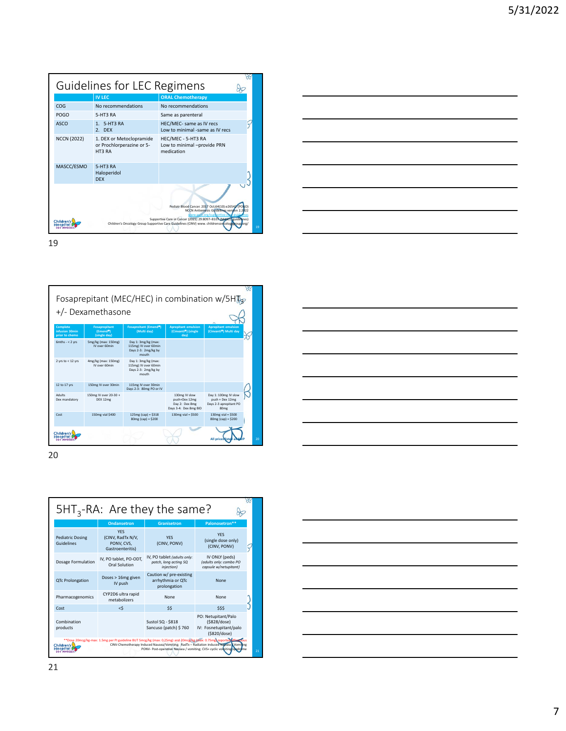## Guidelines for LEC Regimens

| | IV LEC | ORAL Chemotherapy |
|---|---|---|
| COG | No recommendations | No recommendations |
| POGO | 5-HT3 RA | Same as parenteral |
| ASCO | 1. 5-HT3 RA<br>2. DEX | HEC/MEC- same as IV recs<br>Low to minimal -same as IV recs |
| NCCN (2022) | 1. DEX or Metoclopramide or Prochlorperazine or 5-HT3 RA | HEC/MEC - 5-HT3 RA<br>Low to minimal –provide PRN medication |
| MASCC/ESMO | 5-HT3 RA<br>Haloperidol<br>DEX | |

Pediatr Blood Cancer. 2017 Oct;64(10):e26542 (POGO)
NCCN Antiemesis Guidelines version 2.2022
www.asco.org/supportive-care-guidelines
Supportive Care in Cancer (2021) 29:8097–8107 (MASCC guidelines)
Children's Oncology Group Supportive Care Guidelines (CINV) www. childrensoncologygroup.org/

## Fosaprepitant (MEC/HEC) in combination w/5HT$_3$ +/- Dexamethasone

| Complete infusion 30min prior to chemo | Fosaprepitant (Emend®) (single day) | Fosaprepitant (Emend®) (Multi day) | Aprepitant emulsion (Cinvanti®) (single day) | Aprepitant emulsion (Cinvanti®) Multi day |
|---|---|---|---|---|
| 6mths - < 2 yrs | 5mg/kg (max: 150mg) IV over 60min | Day 1: 3mg/kg (max: 115mg) IV over 60min<br>Days 2-3: 2mg/kg by mouth | | |
| 2 yrs to < 12 yrs | 4mg/kg (max: 150mg) IV over 60min | Day 1: 3mg/kg (max: 115mg) IV over 60min<br>Days 2-3: 2mg/kg by mouth | | |
| 12 to 17 yrs | 150mg IV over 30min | 115mg IV over 30min<br>Days 2-3: 80mg PO or IV | | |
| Adults<br>Dex mandatory | 150mg IV over 20-30 + DEX 12mg | | 130mg IV slow push+Dex 12mg<br>Day 2: Dex 8mg<br>Days 3-4: Dex 8mg BID | Day 1: 100mg IV slow push + Dex 12mg<br>Days 2-3 aprepitant PO 80mg |
| Cost | 150mg vial $400 | 125mg (cap) = $318<br>80mg (cap) = $200 | 130mg vial = $500 | 130mg vial = $500<br>80mg (cap) = $200 |

All prices listed are AWP

## 5HT$_3$-RA: Are they the same?

| | Ondansetron | Granisetron | Palonosetron** |
|---|---|---|---|
| Pediatric Dosing Guidelines | YES<br>(CINV, RadTx N/V, PONV, CVS, Gastroenteritis) | YES<br>(CINV, PONV) | YES<br>(single dose only)<br>(CINV, PONV) |
| Dosage Formulation | IV, PO tablet, PO-ODT, Oral Solution | IV, PO tablet *(adults only: patch, long acting SQ injection)* | IV ONLY (peds)<br>*(adults only: combo PO capsule w/netupitant)* |
| QTc Prolongation | Doses > 16mg given IV push | Caution w/ pre-existing arrhythmia or QTc prolongation | None |
| Pharmacogenomics | CYP2D6 ultra rapid metabolizers | None | None |
| Cost | <$ | $$ | $$$ |
| Combination products | | Sustol SQ - $818<br>Sancuso (patch) $ 760 | PO: Netupitant/Palo ($828/dose)<br>IV: Fosnetupitant/palo ($820/dose) |

**Dose 20mcg/kg-max: 1.5mg per PI guideline BUT 5mcg/kg (max: 0.25mg) and 20mcg/kg (max: 0.75mg) reported in various
CINV-Chemotherapy Induced Nausea/Vomiting; RadTx – Radiation induced Nausea/Vomiting
PONV- Post-operative Nausea / vomiting; CVS= cyclic vomiting syndrome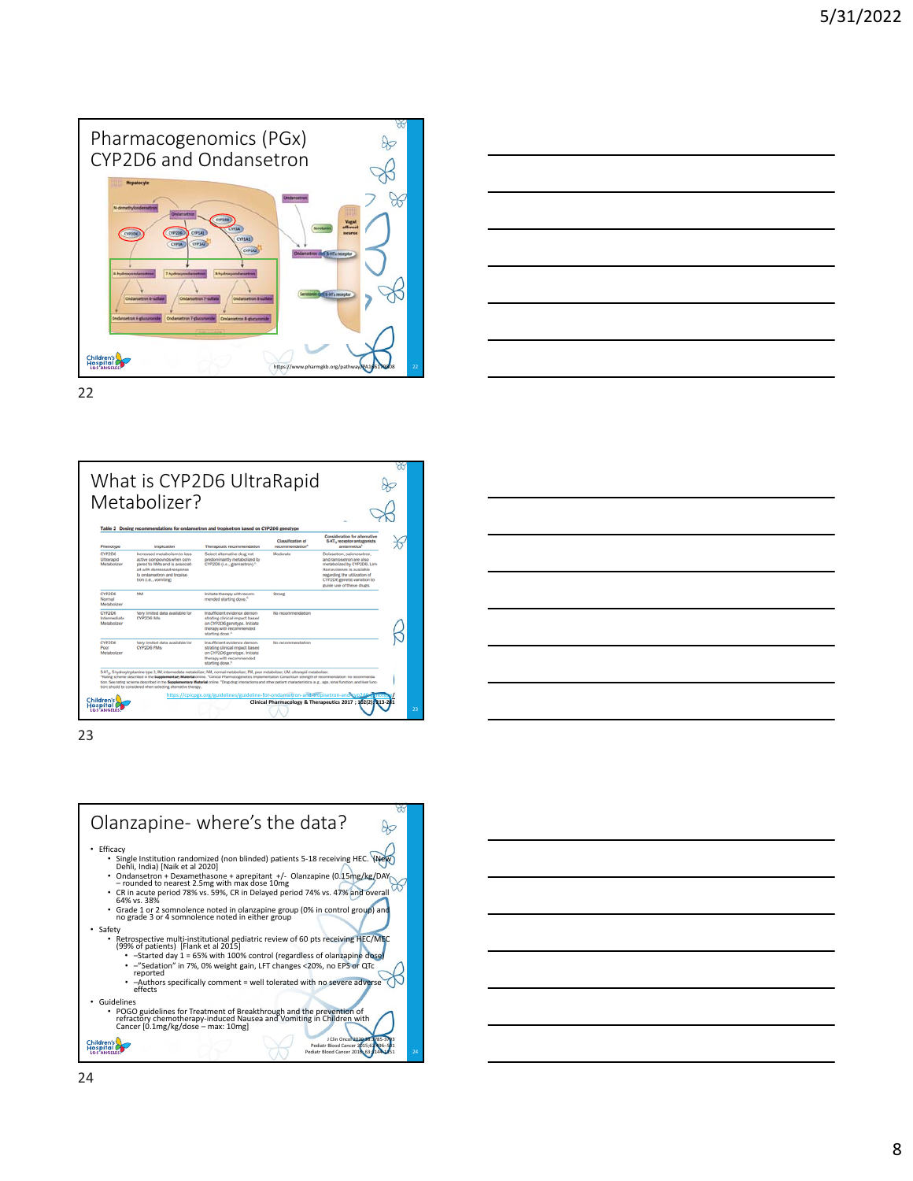## Pharmacogenomics (PGx) CYP2D6 and Ondansetron

Hepatocyte

N-demethylondansetron | Ondansetron | CYP2D6 | CYP3A | CYP1A1 | CYP1A2

Ondansetron

Serotonin

Vagal afferent neuron

Ondansetron 5-HT3 receptor

Serotonin 5-HT3 receptor

8-hydroxyondansetron | 7-hydroxyondansetron | 8-hydroxyondansetron

Ondansetron 6-sulfate | Ondansetron 7-sulfate | Ondansetron 8-sulfate

Ondansetron 6-glucuronide | Ondansetron 7-glucuronide | Ondansetron 8-glucuronide

https://www.pharmgkb.org/pathway/PA166170808

22

## What is CYP2D6 UltraRapid Metabolizer?

**Table 2 Dosing recommendations for ondansetron and tropisetron based on CYP2D6 genotype**

| Phenotype | Implication | Therapeutic recommendation | Classification of recommendation[a] | Consideration for alternative 5-HT3 receptor antagonists antiemetics[b] |
|---|---|---|---|---|
| CYP2D6 Ultrarapid Metabolizer | Increased metabolism to less active compounds when compared to NMs and is associated with decreased response to ondansetron and tropisetron (i.e., vomiting) | Select alternative drug not predominantly metabolized by CYP2D6 (i.e., granisetron).[c] | Moderate | Dolasetron, palonosetron, and ramosetron are also metabolized by CYP2D6. Limited evidence is available regarding the utilization of CYP2D6 genetic variation to guide use of these drugs. |
| CYP2D6 Normal Metabolizer | NM | Initiate therapy with recommended starting dose.[c] | Strong | |
| CYP2D6 Intermediate Metabolizer | Very limited data available for CYP2D6 IMs | Insufficient evidence demonstrating clinical impact based on CYP2D6 genotype. Initiate therapy with recommended starting dose.[c] | No recommendation | |
| CYP2D6 Poor Metabolizer | Very limited data available for CYP2D6 PMs | Insufficient evidence demonstrating clinical impact based on CYP2D6 genotype. Initiate therapy with recommended starting dose.[c] | No recommendation | |

5-HT3, 5-hydroxytryptamine type 3; IM, intermediate metabolizer; NM, normal metabolizer; PM, poor metabolizer; UM, ultrarapid metabolizer.
[a]Rating scheme described in the **Supplementary Material** online. [b]Clinical Pharmacogenetics Implementation Consortium strength of recommendation: no recommendation. See rating scheme described in the **Supplementary Material** online. [c]Drug-drug interactions and other patient characteristics (e.g., age, renal function, and liver function) should be considered when selecting alternative therapy.

https://cpicpgx.org/guidelines/guideline-for-ondansetron-and-tropisetron-and-cyp2d6-genotype/

Clinical Pharmacology & Therapeutics 2017 ; 102(2):213-218

23

## Olanzapine- where's the data?

- Efficacy
  - Single Institution randomized (non blinded) patients 5-18 receiving HEC. (New Dehli, India) [Naik et al 2020]
  - Ondansetron + Dexamethasone + aprepitant +/- Olanzapine (0.15mg/kg/DAY – rounded to nearest 2.5mg with max dose 10mg
  - CR in acute period 78% vs. 59%, CR in Delayed period 74% vs. 47% and overall 64% vs. 38%
  - Grade 1 or 2 somnolence noted in olanzapine group (0% in control group) and no grade 3 or 4 somnolence noted in either group
- Safety
  - Retrospective multi-institutional pediatric review of 60 pts receiving HEC/MEC (99% of patients) [Flank et al 2015]
    - –Started day 1 = 65% with 100% control (regardless of olanzapine dose)
    - –"Sedation" in 7%, 0% weight gain, LFT changes <20%, no EPS or QTc reported
    - –Authors specifically comment = well tolerated with no severe adverse effects
- Guidelines
  - POGO guidelines for Treatment of Breakthrough and the prevention of refractory chemotherapy-induced Nausea and Vomiting in Children with Cancer [0.1mg/kg/dose – max: 10mg]

J Clin Oncol 2020;38:3785-3793
Pediatr Blood Cancer 2015;62:496-501
Pediatr Blood Cancer 2016;63:1144-1151

24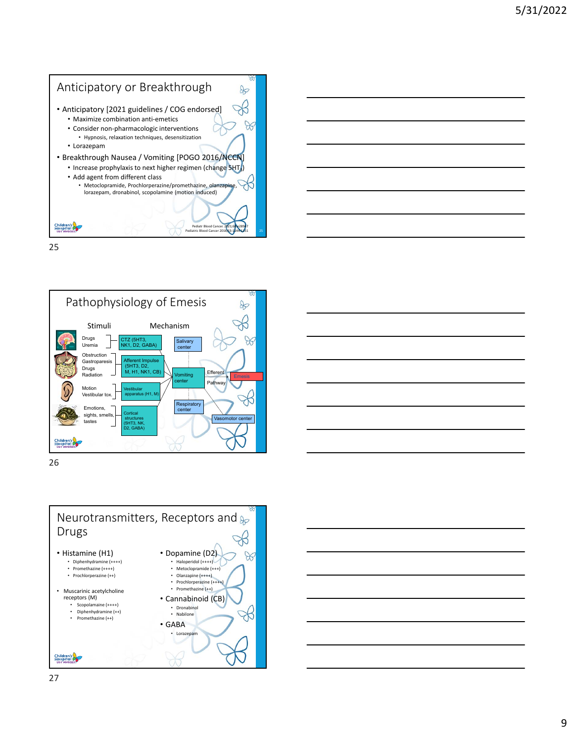## Anticipatory or Breakthrough

- Anticipatory [2021 guidelines / COG endorsed]
  - Maximize combination anti-emetics
  - Consider non-pharmacologic interventions
    - Hypnosis, relaxation techniques, desensitization
  - Lorazepam
- Breakthrough Nausea / Vomiting [POGO 2016/NCCN]
  - Increase prophylaxis to next higher regimen (change $5HT_3$)
  - Add agent from different class
    - Metoclopramide, Prochlorperazine/promethazine, olanzapine, lorazepam, dronabinol, scopolamine (motion induced)

Pediatr Blood Cancer. 2021;68:e28947
Pediatric Blood Cancer 2016;63:1144-1151

## Pathophysiology of Emesis

| Stimuli | Mechanism |
|---|---|
| Drugs, Uremia | CTZ (5HT3, NK1, D2, GABA) |
| Obstruction, Gastroparesis, Drugs, Radiation | Afferent Impulse (5HT3, D2, M, H1, NK1, CB) |
| Motion, Vestibular tox. | Vestibular apparatus (H1, M) |
| Emotions, sights, smells, tastes | Cortical structures (5HT3, NK, D2, GABA) |

Salivary center; Vomiting center → Efferent Pathway → Emesis; Respiratory center; Vasomotor center

## Neurotransmitters, Receptors and Drugs

- Histamine (H1)
  - Diphenhydramine (++++)
  - Promethazine (++++)
  - Prochlorperazine (++)
- Muscarinic acetylcholine receptors (M)
  - Scopolamine (++++)
  - Diphenhydramine (++)
  - Promethazine (++)
- Dopamine (D2)
  - Haloperidol (++++)
  - Metoclopramide (+++)
  - Olanzapine (++++)
  - Prochlorperazine (++++)
  - Promethazine (++)
- Cannabinoid (CB)
  - Dronabinol
  - Nabilone
- GABA
  - Lorazepam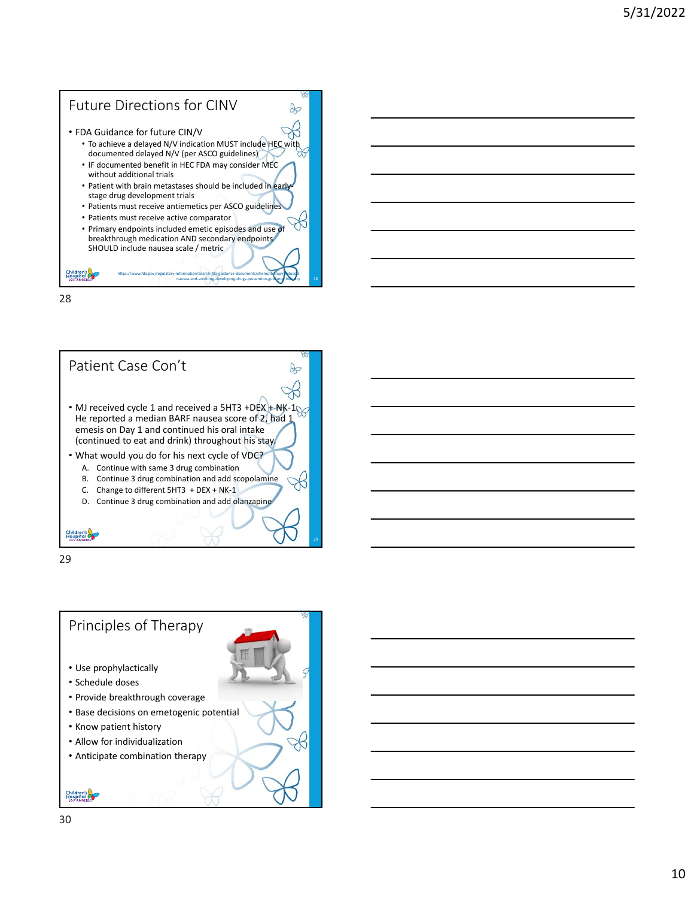## Future Directions for CINV

- FDA Guidance for future CIN/V
  - To achieve a delayed N/V indication MUST include HEC with documented delayed N/V (per ASCO guidelines)
  - IF documented benefit in HEC FDA may consider MEC without additional trials
  - Patient with brain metastases should be included in early-stage drug development trials
  - Patients must receive antiemetics per ASCO guidelines
  - Patients must receive active comparator
  - Primary endpoints included emetic episodes and use of breakthrough medication AND secondary endpoints SHOULD include nausea scale / metric

https://www.fda.gov/regulatory-information/search-fda-guidance-documents/chemotherapy-induced-nausea-and-vomiting-developing-drugs-prevention-guidance-industry

## Patient Case Con't

- MJ received cycle 1 and received a 5HT3 +DEX + NK-1. He reported a median BARF nausea score of 2, had 1 emesis on Day 1 and continued his oral intake (continued to eat and drink) throughout his stay.
- What would you do for his next cycle of VDC?
  - A. Continue with same 3 drug combination
  - B. Continue 3 drug combination and add scopolamine
  - C. Change to different 5HT3 + DEX + NK-1
  - D. Continue 3 drug combination and add olanzapine

## Principles of Therapy

- Use prophylactically
- Schedule doses
- Provide breakthrough coverage
- Base decisions on emetogenic potential
- Know patient history
- Allow for individualization
- Anticipate combination therapy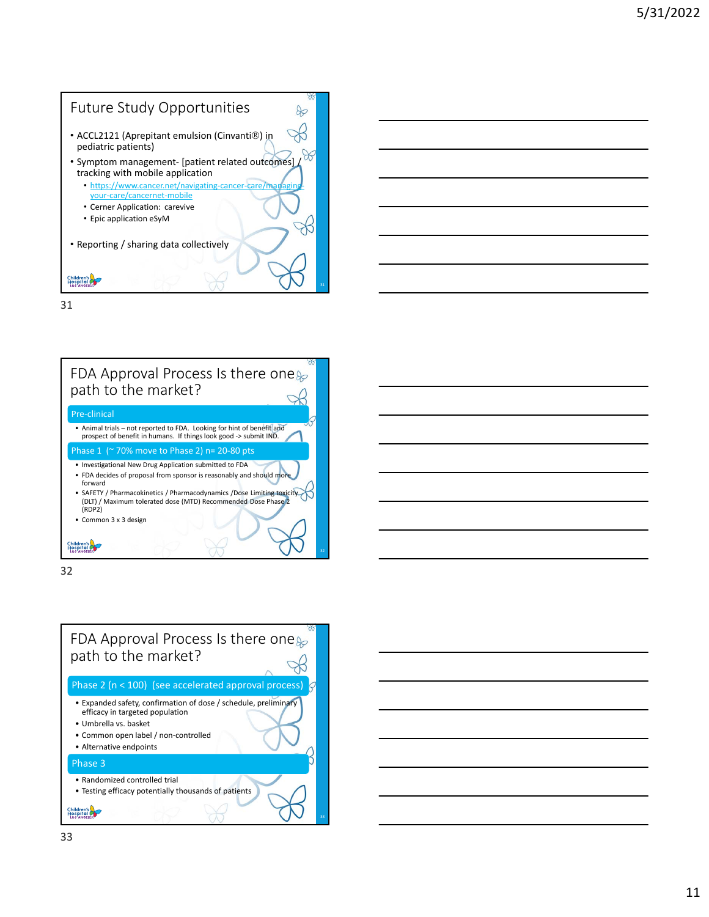## Future Study Opportunities

- ACCL2121 (Aprepitant emulsion (Cinvanti®) in pediatric patients)
- Symptom management- [patient related outcomes] / tracking with mobile application
  - https://www.cancer.net/navigating-cancer-care/managing-your-care/cancernet-mobile
  - Cerner Application: carevive
  - Epic application eSyM
- Reporting / sharing data collectively

## FDA Approval Process Is there one path to the market?

### Pre-clinical

- Animal trials – not reported to FDA. Looking for hint of benefit and prospect of benefit in humans. If things look good -> submit IND.

### Phase 1 (~ 70% move to Phase 2) n= 20-80 pts

- Investigational New Drug Application submitted to FDA
- FDA decides of proposal from sponsor is reasonably and should move forward
- SAFETY / Pharmacokinetics / Pharmacodynamics /Dose Limiting toxicity (DLT) / Maximum tolerated dose (MTD) Recommended Dose Phase 2 (RDP2)
- Common 3 x 3 design

## FDA Approval Process Is there one path to the market?

### Phase 2 (n < 100) (see accelerated approval process)

- Expanded safety, confirmation of dose / schedule, preliminary efficacy in targeted population
- Umbrella vs. basket
- Common open label / non-controlled
- Alternative endpoints

### Phase 3

- Randomized controlled trial
- Testing efficacy potentially thousands of patients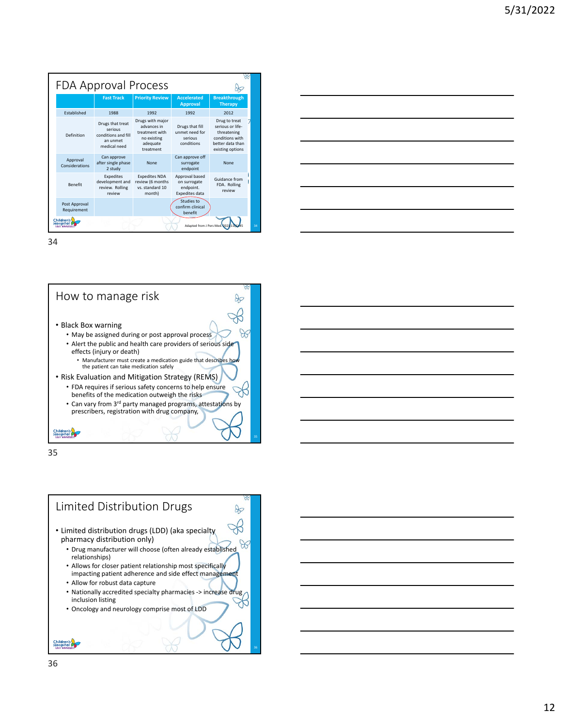## FDA Approval Process

| | Fast Track | Priority Review | Accelerated Approval | Breakthrough Therapy |
|---|---|---|---|---|
| Established | 1988 | 1992 | 1992 | 2012 |
| Definition | Drugs that treat serious conditions and fill an unmet medical need | Drugs with major advances in treatment with no existing adequate treatment | Drugs that fill unmet need for serious conditions | Drug to treat serious or life-threatening conditions with better data than existing options |
| Approval Considerations | Can approve after single phase 2 study | None | Can approve off surrogate endpoint | None |
| Benefit | Expedites development and review. Rolling review | Expedites NDA review (6 months vs. standard 10 month) | Approval based on surrogate endpoint. Expedites data | Guidance from FDA. Rolling review |
| Post Approval Requirement | | | Studies to confirm clinical benefit | |

Adapted from J Pers Med 2021 11(1):45

## How to manage risk

- Black Box warning
  - May be assigned during or post approval process
  - Alert the public and health care providers of serious side effects (injury or death)
    - Manufacturer must create a medication guide that describes how the patient can take medication safely
- Risk Evaluation and Mitigation Strategy (REMS)
  - FDA requires if serious safety concerns to help ensure benefits of the medication outweigh the risks
  - Can vary from 3rd party managed programs, attestations by prescribers, registration with drug company,

## Limited Distribution Drugs

- Limited distribution drugs (LDD) (aka specialty pharmacy distribution only)
  - Drug manufacturer will choose (often already established relationships)
  - Allows for closer patient relationship most specifically impacting patient adherence and side effect management
  - Allow for robust data capture
  - Nationally accredited specialty pharmacies -> increase drug inclusion listing
  - Oncology and neurology comprise most of LDD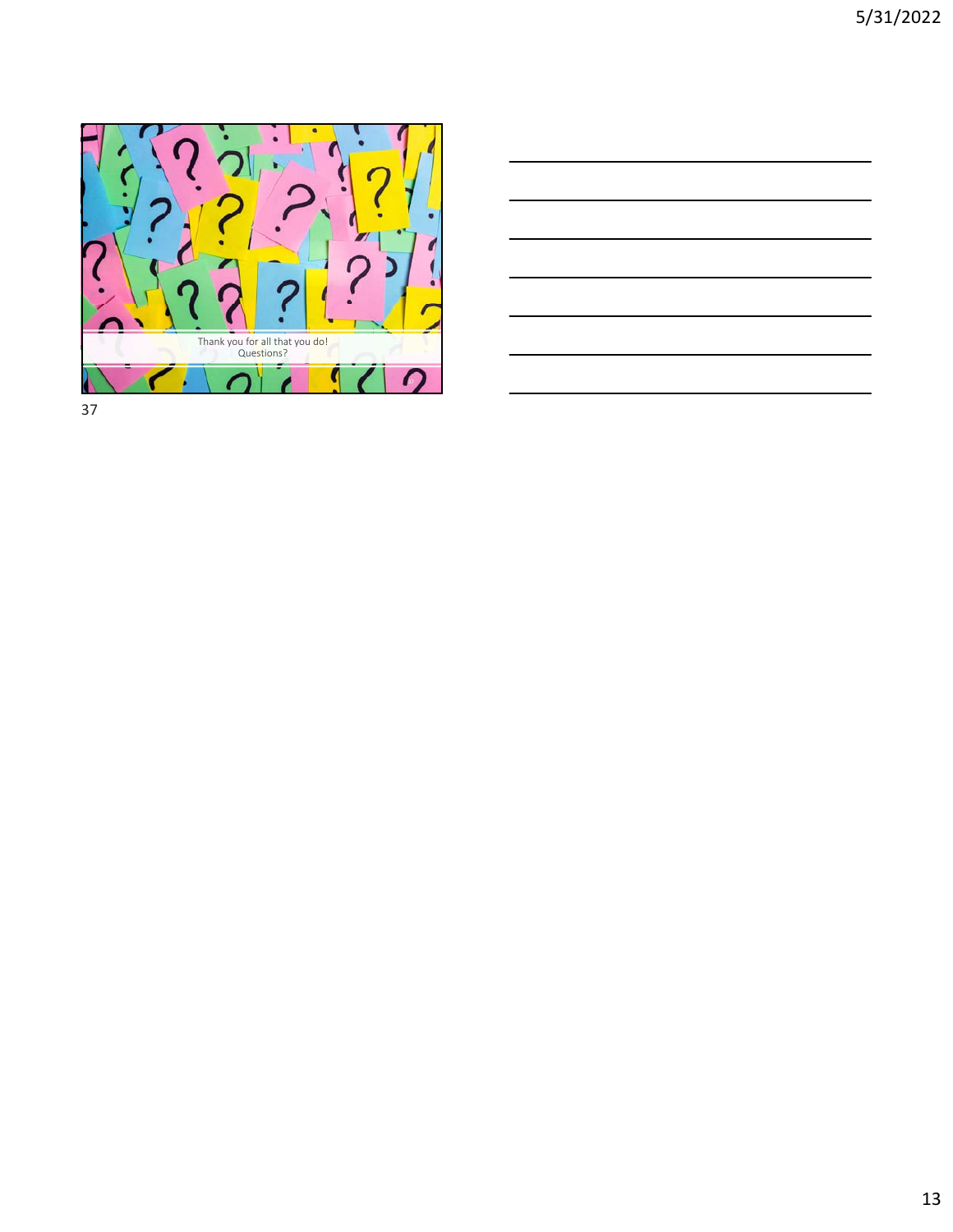Thank you for all that you do!
Questions?